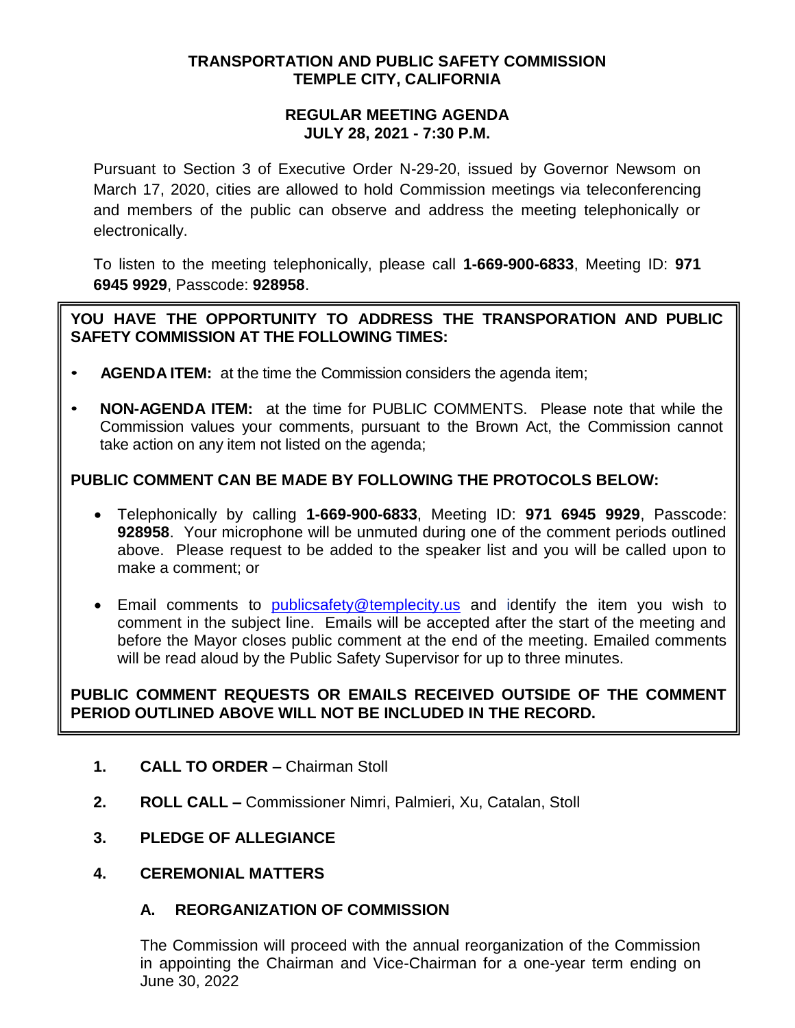**TRANSPORTATION AND PUBLIC SAFETY COMMISSION**
**TEMPLE CITY, CALIFORNIA**

**REGULAR MEETING AGENDA**
**JULY 28, 2021 - 7:30 P.M.**

Pursuant to Section 3 of Executive Order N-29-20, issued by Governor Newsom on March 17, 2020, cities are allowed to hold Commission meetings via teleconferencing and members of the public can observe and address the meeting telephonically or electronically.

To listen to the meeting telephonically, please call **1-669-900-6833**, Meeting ID: **971 6945 9929**, Passcode: **928958**.

**YOU HAVE THE OPPORTUNITY TO ADDRESS THE TRANSPORATION AND PUBLIC SAFETY COMMISSION AT THE FOLLOWING TIMES:**

- **AGENDA ITEM:** at the time the Commission considers the agenda item;
- **NON-AGENDA ITEM:** at the time for PUBLIC COMMENTS. Please note that while the Commission values your comments, pursuant to the Brown Act, the Commission cannot take action on any item not listed on the agenda;

**PUBLIC COMMENT CAN BE MADE BY FOLLOWING THE PROTOCOLS BELOW:**

- Telephonically by calling **1-669-900-6833**, Meeting ID: **971 6945 9929**, Passcode: **928958**. Your microphone will be unmuted during one of the comment periods outlined above. Please request to be added to the speaker list and you will be called upon to make a comment; or
- Email comments to publicsafety@templecity.us and identify the item you wish to comment in the subject line. Emails will be accepted after the start of the meeting and before the Mayor closes public comment at the end of the meeting. Emailed comments will be read aloud by the Public Safety Supervisor for up to three minutes.

**PUBLIC COMMENT REQUESTS OR EMAILS RECEIVED OUTSIDE OF THE COMMENT PERIOD OUTLINED ABOVE WILL NOT BE INCLUDED IN THE RECORD.**

1. **CALL TO ORDER –** Chairman Stoll
2. **ROLL CALL –** Commissioner Nimri, Palmieri, Xu, Catalan, Stoll
3. **PLEDGE OF ALLEGIANCE**
4. **CEREMONIAL MATTERS**

   **A. REORGANIZATION OF COMMISSION**

   The Commission will proceed with the annual reorganization of the Commission in appointing the Chairman and Vice-Chairman for a one-year term ending on June 30, 2022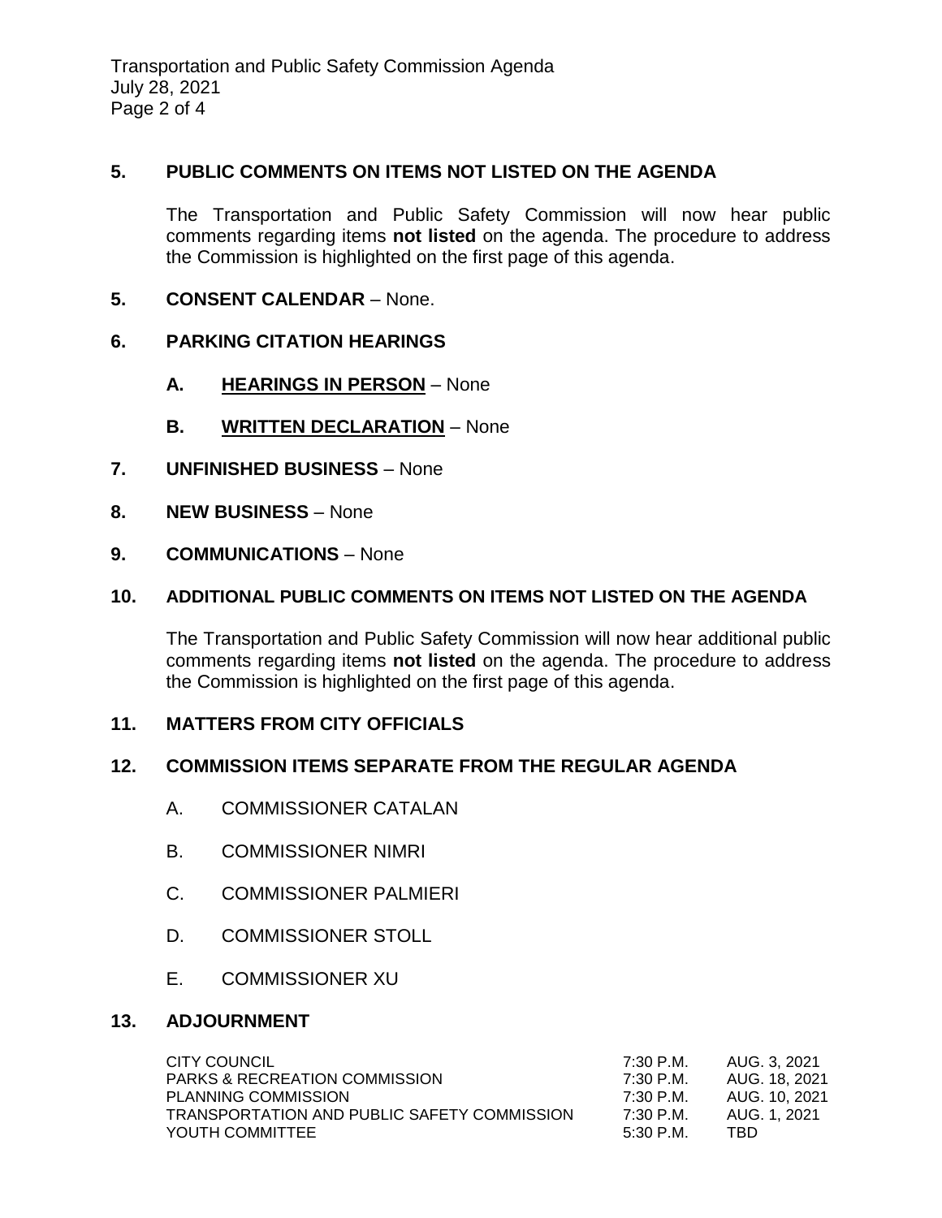## 5. PUBLIC COMMENTS ON ITEMS NOT LISTED ON THE AGENDA

The Transportation and Public Safety Commission will now hear public comments regarding items **not listed** on the agenda. The procedure to address the Commission is highlighted on the first page of this agenda.

## 5. CONSENT CALENDAR – None.

## 6. PARKING CITATION HEARINGS

### A. HEARINGS IN PERSON – None

### B. WRITTEN DECLARATION – None

## 7. UNFINISHED BUSINESS – None

## 8. NEW BUSINESS – None

## 9. COMMUNICATIONS – None

## 10. ADDITIONAL PUBLIC COMMENTS ON ITEMS NOT LISTED ON THE AGENDA

The Transportation and Public Safety Commission will now hear additional public comments regarding items **not listed** on the agenda. The procedure to address the Commission is highlighted on the first page of this agenda.

## 11. MATTERS FROM CITY OFFICIALS

## 12. COMMISSION ITEMS SEPARATE FROM THE REGULAR AGENDA

A. COMMISSIONER CATALAN

B. COMMISSIONER NIMRI

C. COMMISSIONER PALMIERI

D. COMMISSIONER STOLL

E. COMMISSIONER XU

## 13. ADJOURNMENT

| | | |
|---|---|---|
| CITY COUNCIL | 7:30 P.M. | AUG. 3, 2021 |
| PARKS & RECREATION COMMISSION | 7:30 P.M. | AUG. 18, 2021 |
| PLANNING COMMISSION | 7:30 P.M. | AUG. 10, 2021 |
| TRANSPORTATION AND PUBLIC SAFETY COMMISSION | 7:30 P.M. | AUG. 1, 2021 |
| YOUTH COMMITTEE | 5:30 P.M. | TBD |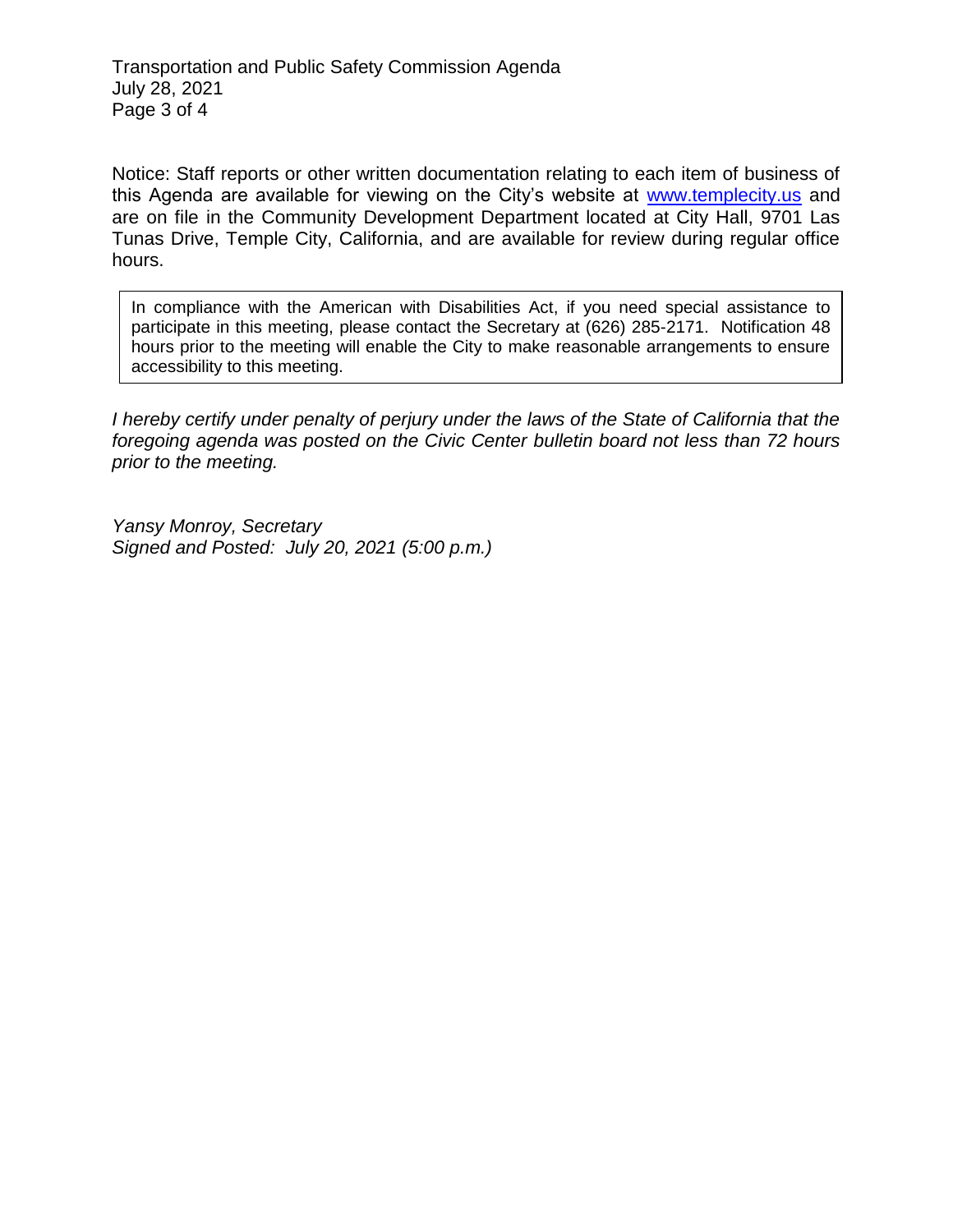Notice: Staff reports or other written documentation relating to each item of business of this Agenda are available for viewing on the City's website at [www.templecity.us](http://www.templecity.us) and are on file in the Community Development Department located at City Hall, 9701 Las Tunas Drive, Temple City, California, and are available for review during regular office hours.

> In compliance with the American with Disabilities Act, if you need special assistance to participate in this meeting, please contact the Secretary at (626) 285-2171. Notification 48 hours prior to the meeting will enable the City to make reasonable arrangements to ensure accessibility to this meeting.

*I hereby certify under penalty of perjury under the laws of the State of California that the foregoing agenda was posted on the Civic Center bulletin board not less than 72 hours prior to the meeting.*

*Yansy Monroy, Secretary*
*Signed and Posted: July 20, 2021 (5:00 p.m.)*